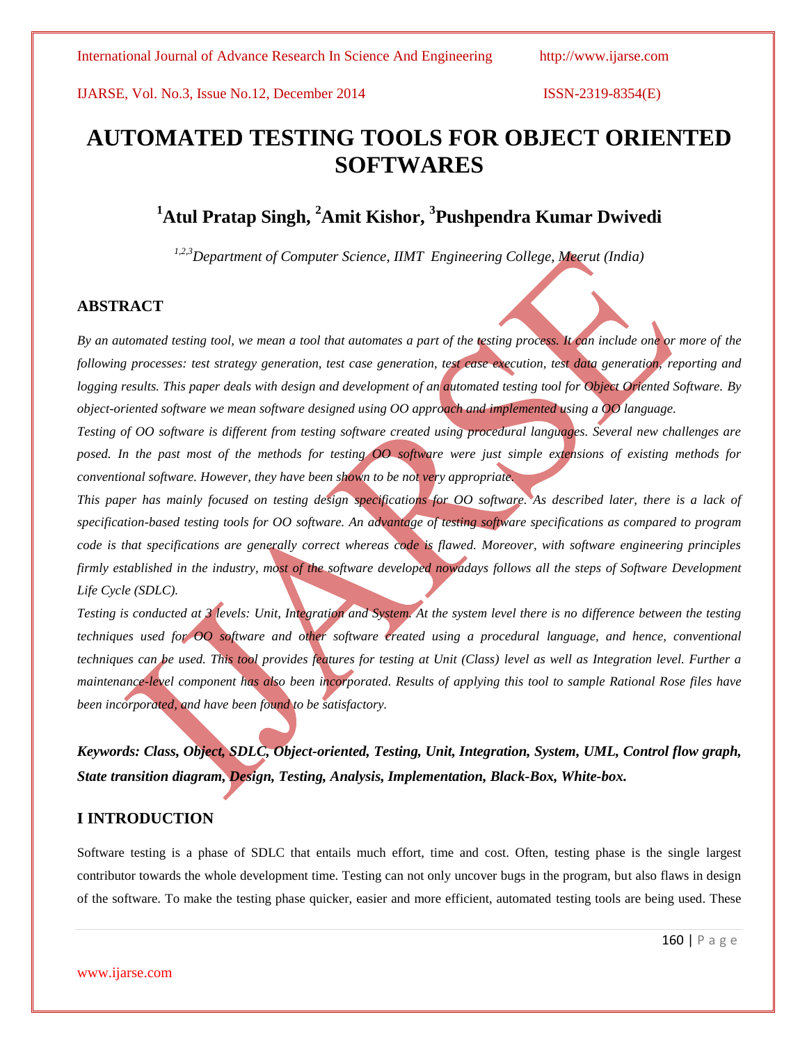# AUTOMATED TESTING TOOLS FOR OBJECT ORIENTED SOFTWARES

## [1]Atul Pratap Singh, [2]Amit Kishor, [3]Pushpendra Kumar Dwivedi

*[1,2,3]Department of Computer Science, IIMT Engineering College, Meerut (India)*

## ABSTRACT

*By an automated testing tool, we mean a tool that automates a part of the testing process. It can include one or more of the following processes: test strategy generation, test case generation, test case execution, test data generation, reporting and logging results. This paper deals with design and development of an automated testing tool for Object Oriented Software. By object-oriented software we mean software designed using OO approach and implemented using a OO language.*

*Testing of OO software is different from testing software created using procedural languages. Several new challenges are posed. In the past most of the methods for testing OO software were just simple extensions of existing methods for conventional software. However, they have been shown to be not very appropriate.*

*This paper has mainly focused on testing design specifications for OO software. As described later, there is a lack of specification-based testing tools for OO software. An advantage of testing software specifications as compared to program code is that specifications are generally correct whereas code is flawed. Moreover, with software engineering principles firmly established in the industry, most of the software developed nowadays follows all the steps of Software Development Life Cycle (SDLC).*

*Testing is conducted at 3 levels: Unit, Integration and System. At the system level there is no difference between the testing techniques used for OO software and other software created using a procedural language, and hence, conventional techniques can be used. This tool provides features for testing at Unit (Class) level as well as Integration level. Further a maintenance-level component has also been incorporated. Results of applying this tool to sample Rational Rose files have been incorporated, and have been found to be satisfactory.*

***Keywords: Class, Object, SDLC, Object-oriented, Testing, Unit, Integration, System, UML, Control flow graph, State transition diagram, Design, Testing, Analysis, Implementation, Black-Box, White-box.***

## I INTRODUCTION

Software testing is a phase of SDLC that entails much effort, time and cost. Often, testing phase is the single largest contributor towards the whole development time. Testing can not only uncover bugs in the program, but also flaws in design of the software. To make the testing phase quicker, easier and more efficient, automated testing tools are being used. These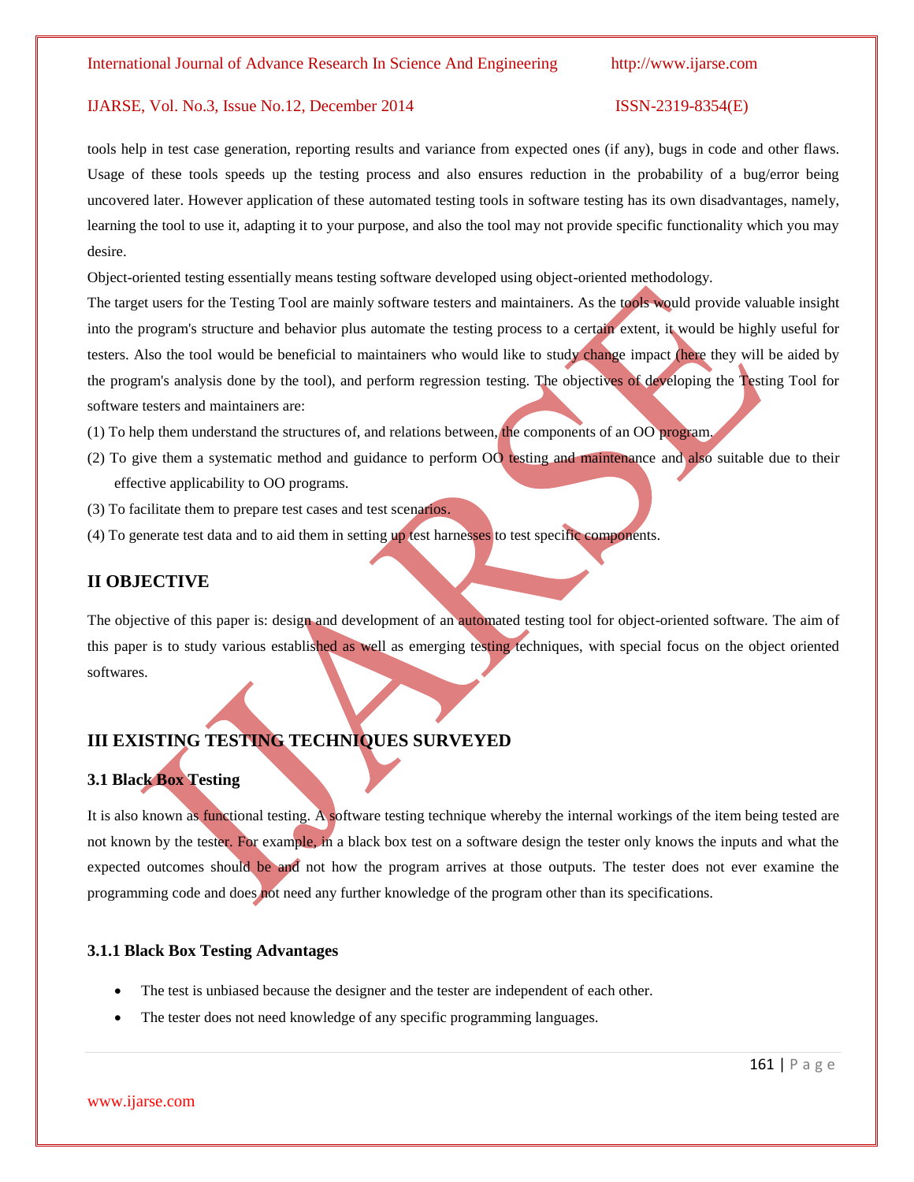tools help in test case generation, reporting results and variance from expected ones (if any), bugs in code and other flaws. Usage of these tools speeds up the testing process and also ensures reduction in the probability of a bug/error being uncovered later. However application of these automated testing tools in software testing has its own disadvantages, namely, learning the tool to use it, adapting it to your purpose, and also the tool may not provide specific functionality which you may desire.

Object-oriented testing essentially means testing software developed using object-oriented methodology.

The target users for the Testing Tool are mainly software testers and maintainers. As the tools would provide valuable insight into the program's structure and behavior plus automate the testing process to a certain extent, it would be highly useful for testers. Also the tool would be beneficial to maintainers who would like to study change impact (here they will be aided by the program's analysis done by the tool), and perform regression testing. The objectives of developing the Testing Tool for software testers and maintainers are:

(1) To help them understand the structures of, and relations between, the components of an OO program.

(2) To give them a systematic method and guidance to perform OO testing and maintenance and also suitable due to their effective applicability to OO programs.

(3) To facilitate them to prepare test cases and test scenarios.

(4) To generate test data and to aid them in setting up test harnesses to test specific components.

## II OBJECTIVE

The objective of this paper is: design and development of an automated testing tool for object-oriented software. The aim of this paper is to study various established as well as emerging testing techniques, with special focus on the object oriented softwares.

## III EXISTING TESTING TECHNIQUES SURVEYED

### 3.1 Black Box Testing

It is also known as functional testing. A software testing technique whereby the internal workings of the item being tested are not known by the tester. For example, in a black box test on a software design the tester only knows the inputs and what the expected outcomes should be and not how the program arrives at those outputs. The tester does not ever examine the programming code and does not need any further knowledge of the program other than its specifications.

#### 3.1.1 Black Box Testing Advantages

- The test is unbiased because the designer and the tester are independent of each other.
- The tester does not need knowledge of any specific programming languages.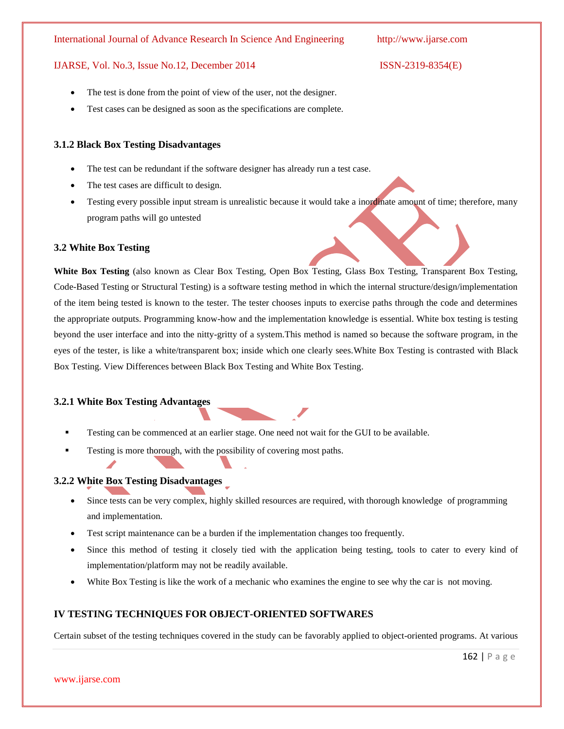- The test is done from the point of view of the user, not the designer.
- Test cases can be designed as soon as the specifications are complete.

### 3.1.2 Black Box Testing Disadvantages

- The test can be redundant if the software designer has already run a test case.
- The test cases are difficult to design.
- Testing every possible input stream is unrealistic because it would take a inordinate amount of time; therefore, many program paths will go untested

### 3.2 White Box Testing

**White Box Testing** (also known as Clear Box Testing, Open Box Testing, Glass Box Testing, Transparent Box Testing, Code-Based Testing or Structural Testing) is a software testing method in which the internal structure/design/implementation of the item being tested is known to the tester. The tester chooses inputs to exercise paths through the code and determines the appropriate outputs. Programming know-how and the implementation knowledge is essential. White box testing is testing beyond the user interface and into the nitty-gritty of a system.This method is named so because the software program, in the eyes of the tester, is like a white/transparent box; inside which one clearly sees.White Box Testing is contrasted with Black Box Testing. View Differences between Black Box Testing and White Box Testing.

### 3.2.1 White Box Testing Advantages

- Testing can be commenced at an earlier stage. One need not wait for the GUI to be available.
- Testing is more thorough, with the possibility of covering most paths.

### 3.2.2 White Box Testing Disadvantages

- Since tests can be very complex, highly skilled resources are required, with thorough knowledge of programming and implementation.
- Test script maintenance can be a burden if the implementation changes too frequently.
- Since this method of testing it closely tied with the application being testing, tools to cater to every kind of implementation/platform may not be readily available.
- White Box Testing is like the work of a mechanic who examines the engine to see why the car is not moving.

## IV TESTING TECHNIQUES FOR OBJECT-ORIENTED SOFTWARES

Certain subset of the testing techniques covered in the study can be favorably applied to object-oriented programs. At various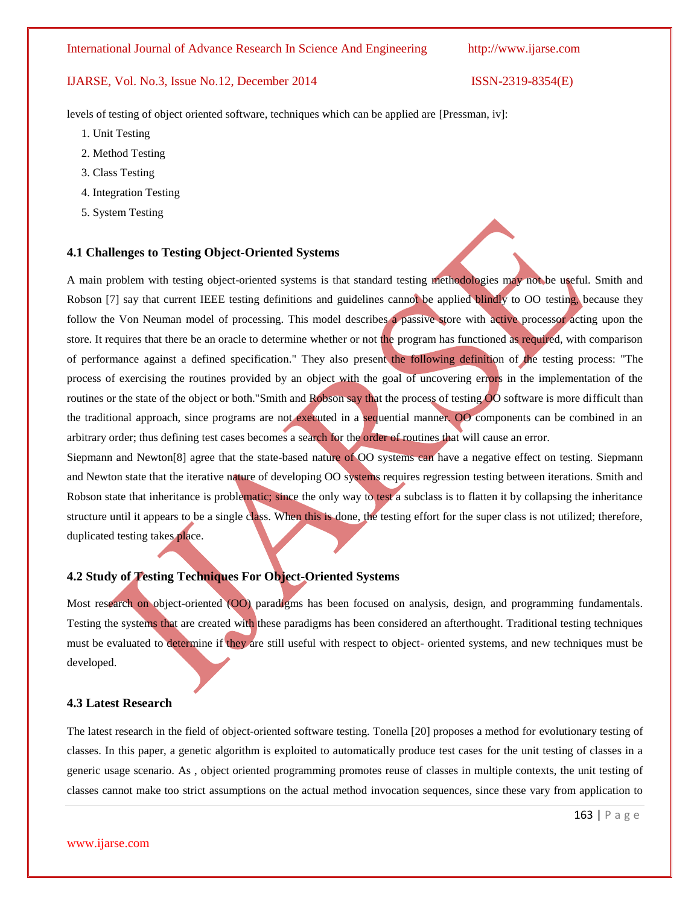levels of testing of object oriented software, techniques which can be applied are [Pressman, iv]:

1. Unit Testing
2. Method Testing
3. Class Testing
4. Integration Testing
5. System Testing

### 4.1 Challenges to Testing Object-Oriented Systems

A main problem with testing object-oriented systems is that standard testing methodologies may not be useful. Smith and Robson [7] say that current IEEE testing definitions and guidelines cannot be applied blindly to OO testing, because they follow the Von Neuman model of processing. This model describes a passive store with active processor acting upon the store. It requires that there be an oracle to determine whether or not the program has functioned as required, with comparison of performance against a defined specification." They also present the following definition of the testing process: "The process of exercising the routines provided by an object with the goal of uncovering errors in the implementation of the routines or the state of the object or both."Smith and Robson say that the process of testing OO software is more difficult than the traditional approach, since programs are not executed in a sequential manner. OO components can be combined in an arbitrary order; thus defining test cases becomes a search for the order of routines that will cause an error.

Siepmann and Newton[8] agree that the state-based nature of OO systems can have a negative effect on testing. Siepmann and Newton state that the iterative nature of developing OO systems requires regression testing between iterations. Smith and Robson state that inheritance is problematic; since the only way to test a subclass is to flatten it by collapsing the inheritance structure until it appears to be a single class. When this is done, the testing effort for the super class is not utilized; therefore, duplicated testing takes place.

### 4.2 Study of Testing Techniques For Object-Oriented Systems

Most research on object-oriented (OO) paradigms has been focused on analysis, design, and programming fundamentals. Testing the systems that are created with these paradigms has been considered an afterthought. Traditional testing techniques must be evaluated to determine if they are still useful with respect to object- oriented systems, and new techniques must be developed.

### 4.3 Latest Research

The latest research in the field of object-oriented software testing. Tonella [20] proposes a method for evolutionary testing of classes. In this paper, a genetic algorithm is exploited to automatically produce test cases for the unit testing of classes in a generic usage scenario. As , object oriented programming promotes reuse of classes in multiple contexts, the unit testing of classes cannot make too strict assumptions on the actual method invocation sequences, since these vary from application to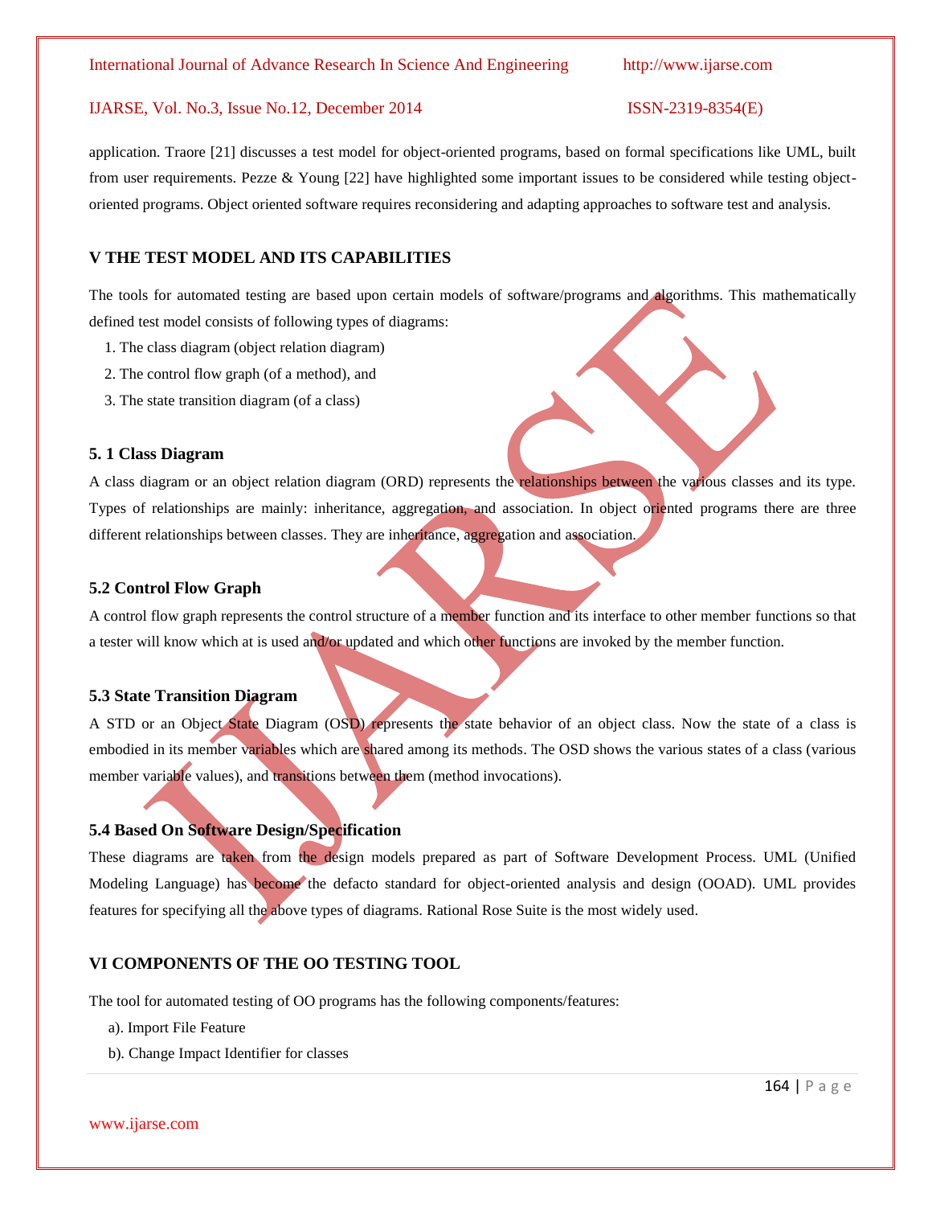application. Traore [21] discusses a test model for object-oriented programs, based on formal specifications like UML, built from user requirements. Pezze & Young [22] have highlighted some important issues to be considered while testing object-oriented programs. Object oriented software requires reconsidering and adapting approaches to software test and analysis.

## V THE TEST MODEL AND ITS CAPABILITIES

The tools for automated testing are based upon certain models of software/programs and algorithms. This mathematically defined test model consists of following types of diagrams:

1. The class diagram (object relation diagram)
2. The control flow graph (of a method), and
3. The state transition diagram (of a class)

### 5. 1 Class Diagram

A class diagram or an object relation diagram (ORD) represents the relationships between the various classes and its type. Types of relationships are mainly: inheritance, aggregation, and association. In object oriented programs there are three different relationships between classes. They are inheritance, aggregation and association.

### 5.2 Control Flow Graph

A control flow graph represents the control structure of a member function and its interface to other member functions so that a tester will know which at is used and/or updated and which other functions are invoked by the member function.

### 5.3 State Transition Diagram

A STD or an Object State Diagram (OSD) represents the state behavior of an object class. Now the state of a class is embodied in its member variables which are shared among its methods. The OSD shows the various states of a class (various member variable values), and transitions between them (method invocations).

### 5.4 Based On Software Design/Specification

These diagrams are taken from the design models prepared as part of Software Development Process. UML (Unified Modeling Language) has become the defacto standard for object-oriented analysis and design (OOAD). UML provides features for specifying all the above types of diagrams. Rational Rose Suite is the most widely used.

## VI COMPONENTS OF THE OO TESTING TOOL

The tool for automated testing of OO programs has the following components/features:

a). Import File Feature

b). Change Impact Identifier for classes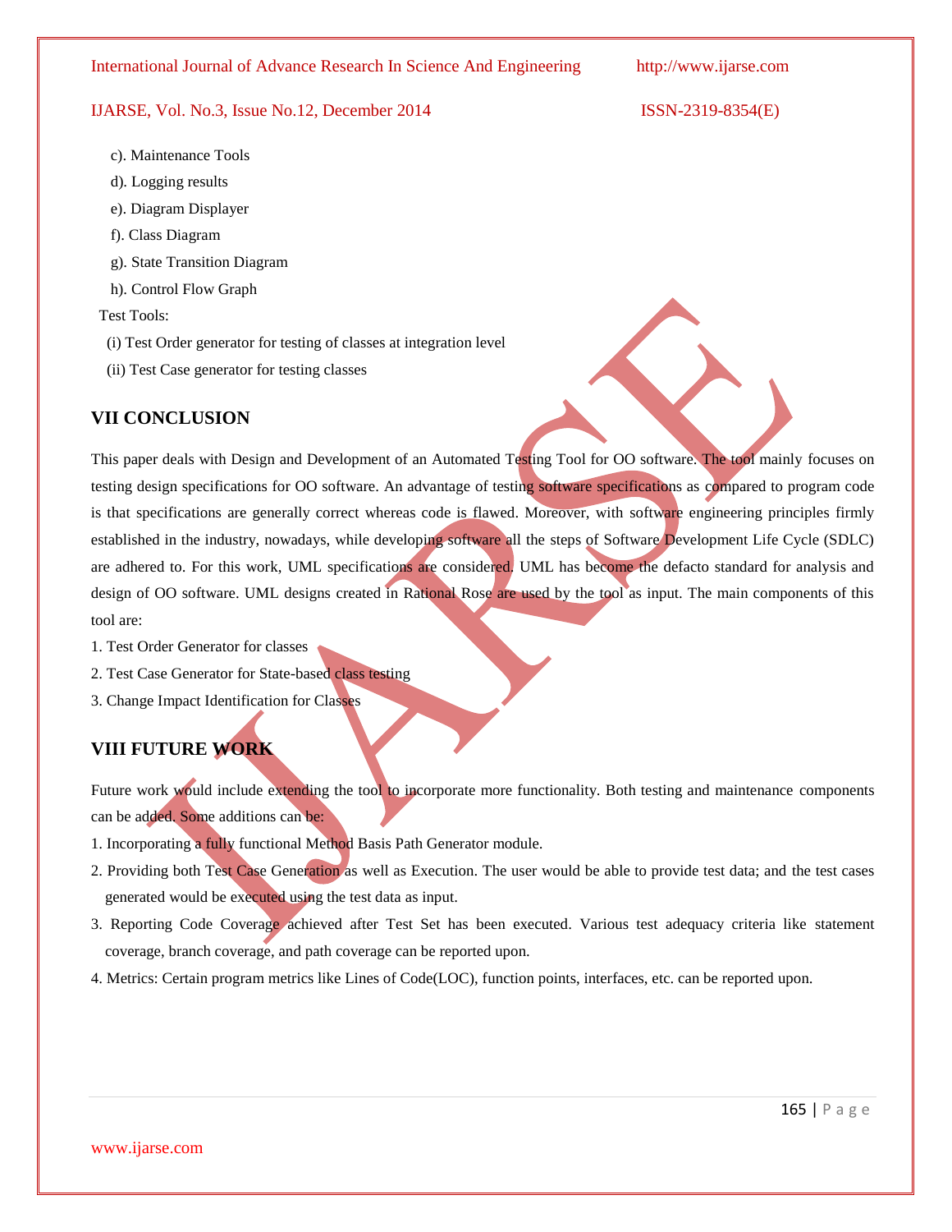c). Maintenance Tools

d). Logging results

e). Diagram Displayer

f). Class Diagram

g). State Transition Diagram

h). Control Flow Graph

Test Tools:

(i) Test Order generator for testing of classes at integration level

(ii) Test Case generator for testing classes

## VII CONCLUSION

This paper deals with Design and Development of an Automated Testing Tool for OO software. The tool mainly focuses on testing design specifications for OO software. An advantage of testing software specifications as compared to program code is that specifications are generally correct whereas code is flawed. Moreover, with software engineering principles firmly established in the industry, nowadays, while developing software all the steps of Software Development Life Cycle (SDLC) are adhered to. For this work, UML specifications are considered. UML has become the defacto standard for analysis and design of OO software. UML designs created in Rational Rose are used by the tool as input. The main components of this tool are:

1. Test Order Generator for classes
2. Test Case Generator for State-based class testing
3. Change Impact Identification for Classes

## VIII FUTURE WORK

Future work would include extending the tool to incorporate more functionality. Both testing and maintenance components can be added. Some additions can be:

1. Incorporating a fully functional Method Basis Path Generator module.
2. Providing both Test Case Generation as well as Execution. The user would be able to provide test data; and the test cases generated would be executed using the test data as input.
3. Reporting Code Coverage achieved after Test Set has been executed. Various test adequacy criteria like statement coverage, branch coverage, and path coverage can be reported upon.
4. Metrics: Certain program metrics like Lines of Code(LOC), function points, interfaces, etc. can be reported upon.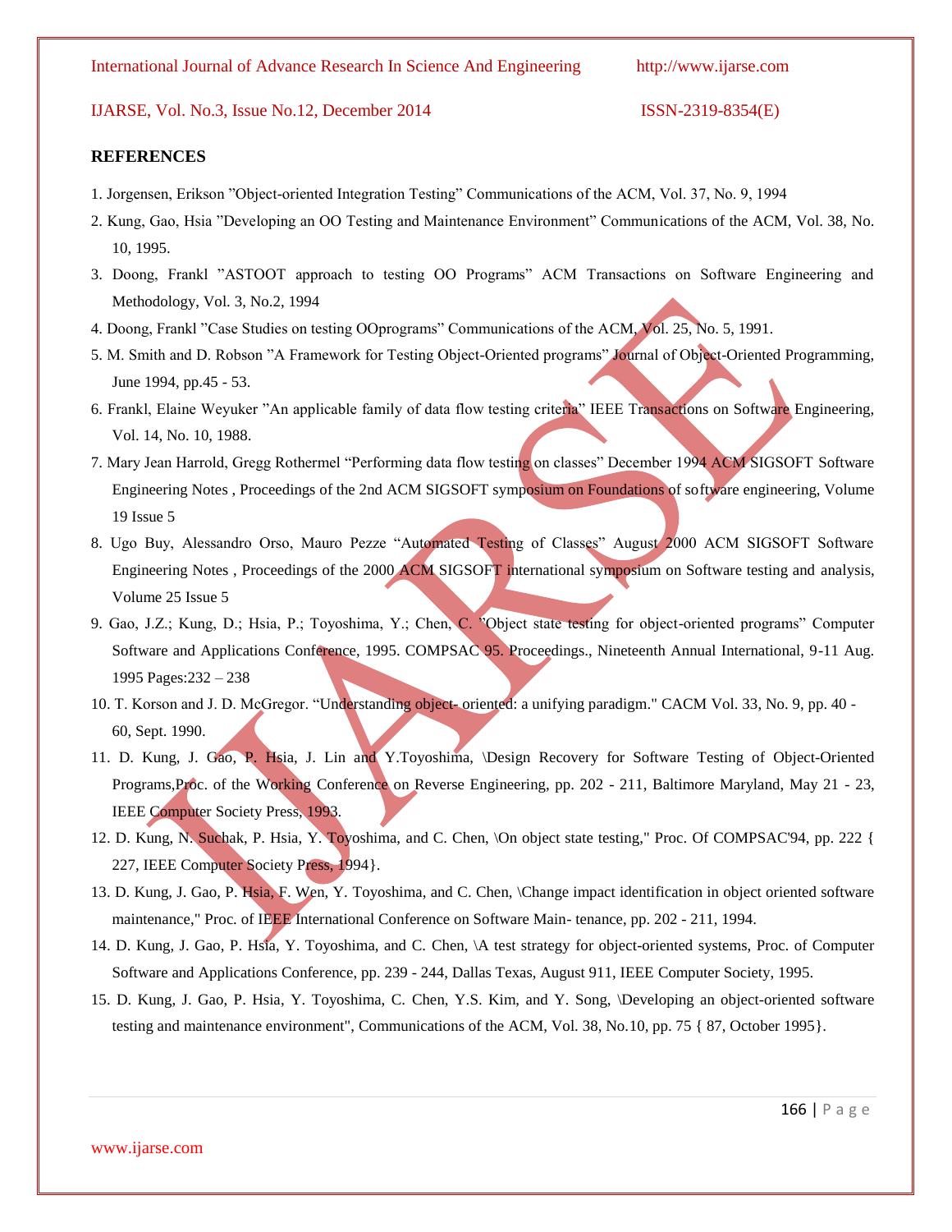## REFERENCES

1. Jorgensen, Erikson ”Object-oriented Integration Testing” Communications of the ACM, Vol. 37, No. 9, 1994
2. Kung, Gao, Hsia ”Developing an OO Testing and Maintenance Environment” Communications of the ACM, Vol. 38, No. 10, 1995.
3. Doong, Frankl ”ASTOOT approach to testing OO Programs” ACM Transactions on Software Engineering and Methodology, Vol. 3, No.2, 1994
4. Doong, Frankl ”Case Studies on testing OOprograms” Communications of the ACM, Vol. 25, No. 5, 1991.
5. M. Smith and D. Robson ”A Framework for Testing Object-Oriented programs” Journal of Object-Oriented Programming, June 1994, pp.45 - 53.
6. Frankl, Elaine Weyuker ”An applicable family of data flow testing criteria” IEEE Transactions on Software Engineering, Vol. 14, No. 10, 1988.
7. Mary Jean Harrold, Gregg Rothermel “Performing data flow testing on classes” December 1994 ACM SIGSOFT Software Engineering Notes , Proceedings of the 2nd ACM SIGSOFT symposium on Foundations of software engineering, Volume 19 Issue 5
8. Ugo Buy, Alessandro Orso, Mauro Pezze “Automated Testing of Classes” August 2000 ACM SIGSOFT Software Engineering Notes , Proceedings of the 2000 ACM SIGSOFT international symposium on Software testing and analysis, Volume 25 Issue 5
9. Gao, J.Z.; Kung, D.; Hsia, P.; Toyoshima, Y.; Chen, C. ”Object state testing for object-oriented programs” Computer Software and Applications Conference, 1995. COMPSAC 95. Proceedings., Nineteenth Annual International, 9-11 Aug. 1995 Pages:232 – 238
10. T. Korson and J. D. McGregor. “Understanding object- oriented: a unifying paradigm." CACM Vol. 33, No. 9, pp. 40 - 60, Sept. 1990.
11. D. Kung, J. Gao, P. Hsia, J. Lin and Y.Toyoshima, \Design Recovery for Software Testing of Object-Oriented Programs,Proc. of the Working Conference on Reverse Engineering, pp. 202 - 211, Baltimore Maryland, May 21 - 23, IEEE Computer Society Press, 1993.
12. D. Kung, N. Suchak, P. Hsia, Y. Toyoshima, and C. Chen, \On object state testing," Proc. Of COMPSAC'94, pp. 222 { 227, IEEE Computer Society Press, 1994}.
13. D. Kung, J. Gao, P. Hsia, F. Wen, Y. Toyoshima, and C. Chen, \Change impact identification in object oriented software maintenance," Proc. of IEEE International Conference on Software Main- tenance, pp. 202 - 211, 1994.
14. D. Kung, J. Gao, P. Hsia, Y. Toyoshima, and C. Chen, \A test strategy for object-oriented systems, Proc. of Computer Software and Applications Conference, pp. 239 - 244, Dallas Texas, August 911, IEEE Computer Society, 1995.
15. D. Kung, J. Gao, P. Hsia, Y. Toyoshima, C. Chen, Y.S. Kim, and Y. Song, \Developing an object-oriented software testing and maintenance environment", Communications of the ACM, Vol. 38, No.10, pp. 75 { 87, October 1995}.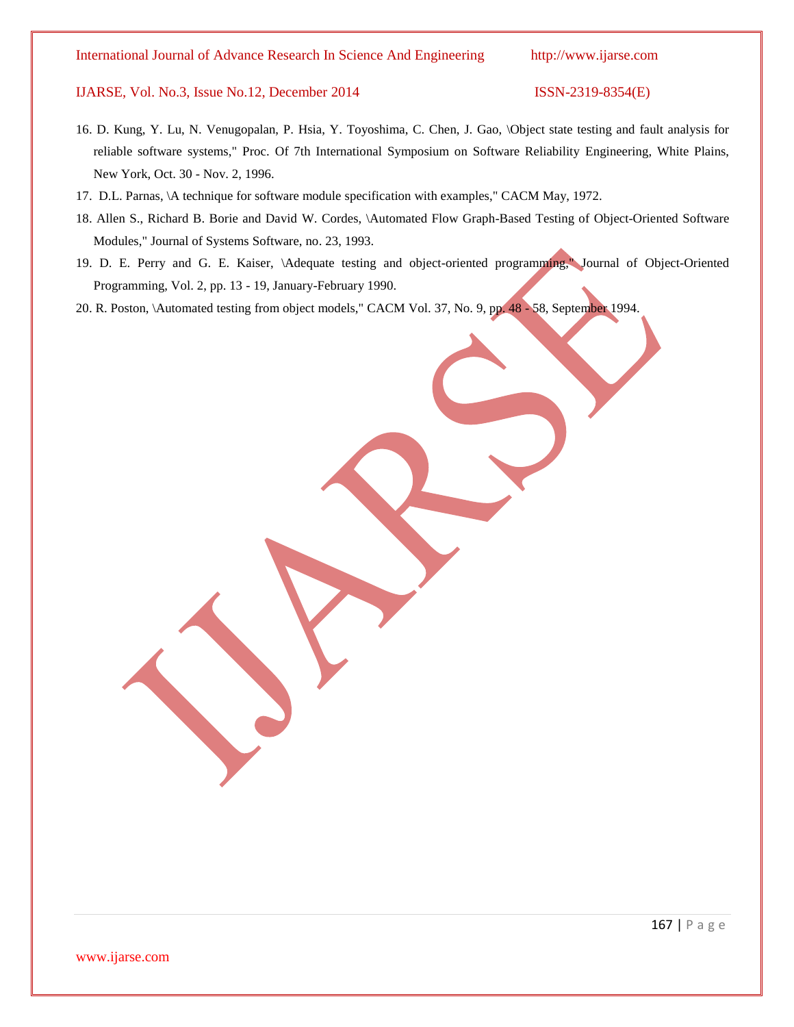16. D. Kung, Y. Lu, N. Venugopalan, P. Hsia, Y. Toyoshima, C. Chen, J. Gao, \Object state testing and fault analysis for reliable software systems," Proc. Of 7th International Symposium on Software Reliability Engineering, White Plains, New York, Oct. 30 - Nov. 2, 1996.
17. D.L. Parnas, \A technique for software module specification with examples," CACM May, 1972.
18. Allen S., Richard B. Borie and David W. Cordes, \Automated Flow Graph-Based Testing of Object-Oriented Software Modules," Journal of Systems Software, no. 23, 1993.
19. D. E. Perry and G. E. Kaiser, \Adequate testing and object-oriented programming," Journal of Object-Oriented Programming, Vol. 2, pp. 13 - 19, January-February 1990.
20. R. Poston, \Automated testing from object models," CACM Vol. 37, No. 9, pp. 48 - 58, September 1994.